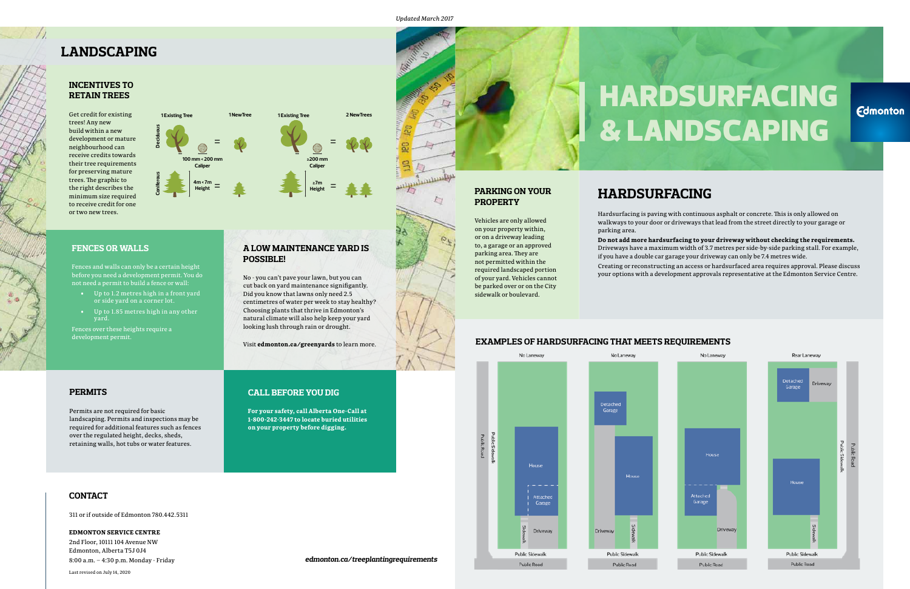*Updated March 2017*

# HARDSURFACING & LANDSCAPING

Edmonton

# LANDSCAPING

### INCENTIVES TO RETAIN TREES

Get credit for existing trees! Any new build within a new development or mature neighbourhood can receive credits towards their tree requirements for preserving mature trees. The graphic to the right describes the minimum size required to receive credit for one or two new trees.

| | 1 Existing Tree | | 1 New Tree | 1 Existing Tree | | 2 New Trees |
|---|---|---|---|---|---|---|
| Deciduous | | 100 mm < 200 mm Caliper | = | | ≥200 mm Caliper | = |
| Coniferous | | 4m < 7m Height | = | | ≥7m Height | = |

### FENCES OR WALLS

Fences and walls can only be a certain height before you need a development permit. You do not need a permit to build a fence or wall:

- Up to 1.2 metres high in a front yard or side yard on a corner lot.
- Up to 1.85 metres high in any other yard.

Fences over these heights require a development permit.

### A LOW MAINTENANCE YARD IS POSSIBLE!

No - you can't pave your lawn, but you can cut back on yard maintenance signifigantly. Did you know that lawns only need 2.5 centimetres of water per week to stay healthy? Choosing plants that thrive in Edmonton's natural climate will also help keep your yard looking lush through rain or drought.

Visit **edmonton.ca/greenyards** to learn more.

### PERMITS

Permits are not required for basic landscaping. Permits and inspections may be required for additional features such as fences over the regulated height, decks, sheds, retaining walls, hot tubs or water features.

### CALL BEFORE YOU DIG

**For your safety, call Alberta One-Call at 1-800-242-3447 to locate buried utilities on your property before digging.**

### CONTACT

311 or if outside of Edmonton 780.442.5311

**EDMONTON SERVICE CENTRE**

2nd Floor, 10111 104 Avenue NW
Edmonton, Alberta T5J 0J4
8:00 a.m. – 4:30 p.m. Monday - Friday

Last revised on July 14, 2020

***edmonton.ca/treeplantingrequirements***

### PARKING ON YOUR PROPERTY

Vehicles are only allowed on your property within, or on a driveway leading to, or an approved parking area. They are not permitted within the required landscaped portion of your yard. Vehicles cannot be parked over or on the City sidewalk or boulevard.

# HARDSURFACING

Hardsurfacing is paving with continuous asphalt or concrete. This is only allowed on walkways to your door or driveways that lead from the street directly to your garage or parking area.

**Do not add more hardsurfacing to your driveway without checking the requirements.** Driveways have a maximum width of 3.7 metres per side-by-side parking stall. For example, if you have a double car garage your driveway can only be 7.4 metres wide.

Creating or reconstructing an access or hardsurfaced area requires approval. Please discuss your options with a development approvals representative at the Edmonton Service Centre.

### EXAMPLES OF HARDSURFACING THAT MEETS REQUIREMENTS

No Laneway — Public Road, Public Sidewalk, House, Attached Garage, Sidewalk, Driveway, Public Sidewalk, Public Road

No Laneway — Detached Garage, House, Driveway, Sidewalk, Public Sidewalk, Public Road

No Laneway — House, Attached Garage, Driveway, Public Sidewalk, Public Road

Rear Laneway — Detached Garage, Driveway, House, Sidewalk, Public Sidewalk, Public Road, Public Sidewalk, Public Road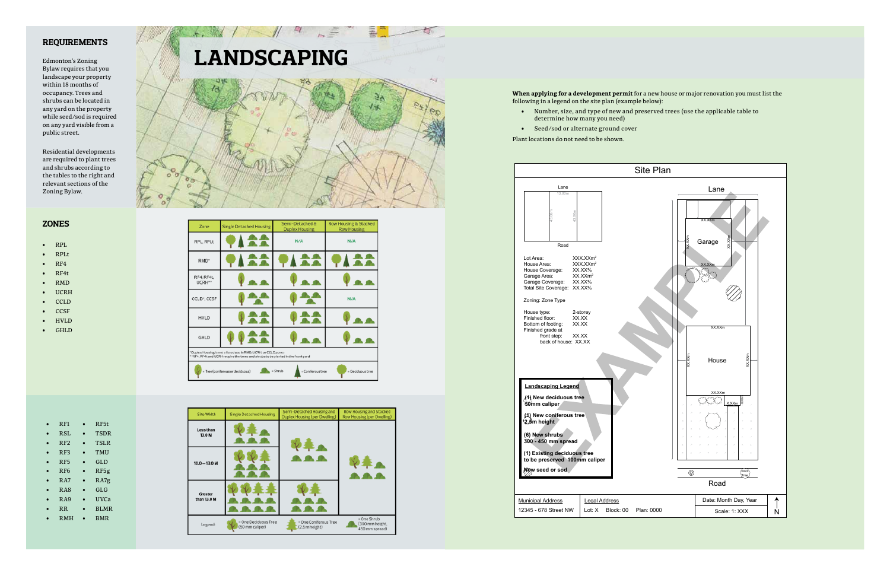## REQUIREMENTS

Edmonton's Zoning Bylaw requires that you landscape your property within 18 months of occupancy. Trees and shrubs can be located in any yard on the property while seed/sod is required on any yard visible from a public street.

Residential developments are required to plant trees and shrubs according to the tables to the right and the relevant sections of the Zoning Bylaw.

# LANDSCAPING

**When applying for a development permit** for a new house or major renovation you must list the following in a legend on the site plan (example below):

- Number, size, and type of new and preserved trees (use the applicable table to determine how many you need)
- Seed/sod or alternate ground cover

Plant locations do not need to be shown.

## ZONES

- RPL
- RPLt
- RF4
- RF4t
- RMD
- UCRH
- CCLD
- CCSF
- HVLD
- GHLD

| Zone | Single Detached Housing | Semi-Detached & Duplex Housing | Row Housing & Stacked Row Housing |
|---|---|---|---|
| RPL, RPLt | | N/A | N/A |
| RMD* | | | |
| RF4, RF4t, UCRH** | | | |
| CCLD*, CCSF | | | N/A |
| HVLD | | | |
| GHLD | | | |

*Duplex Housing is not a listed use in RMD, UCRH, or CCLD zones
**RF4, RF4t and UCRH require the trees and shrubs to be planted in the front yard

Legend: = Tree (coniferous or deciduous) = Shrub = Coniferous tree = Deciduous tree

- RF1
- RSL
- RF2
- RF3
- RF5
- RF6
- RA7
- RA8
- RA9
- RR
- RMH
- RF5t
- TSDR
- TSLR
- TMU
- GLD
- RF5g
- RA7g
- GLG
- UVCa
- BLMR
- BMR

| Site Width | Single Detached Housing | Semi-Detached Housing and Duplex Housing (per Dwelling) | Row Housing and Stacked Row Housing (per Dwelling) |
|---|---|---|---|
| Less than 10.0 M | | | |
| 10.0 – 13.0 M | | | |
| Greater than 13.0 M | | | |

Legend: = One Deciduous Tree (50 mm caliper) = One Coniferous Tree (2.5 m height) = One Shrub (300 mm height, 450 mm spread)

Site Plan

Lane

13.00m

43.00m

43.00m

Road

Lot Area: XXX.XXm²
House Area: XXX.XXm²
House Coverage: XX.XX%
Garage Area: XX.XXm²
Garage Coverage: XX.XX%
Total Site Coverage: XX.XX%

Zoning: Zone Type

House type: 2-storey
Finished floor: XX.XX
Bottom of footing: XX.XX
Finished grade at
front step: XX.XX
back of house: XX.XX

**Landscaping Legend**

**(1) New deciduous tree 50mm caliper**

**(1) New coniferous tree 2.5m height**

**(6) New shrubs 300 - 450 mm spread**

**(1) Existing deciduous tree to be preserved 100mm caliper**

**New seed or sod**

Lane

XX.XXm

Garage

XX.XXm

House

XX.XXm

X.XXm

Blvd Tree

Road

EXAMPLE

| Municipal Address | Legal Address | | Date: Month Day, Year |
|---|---|---|---|
| 12345 - 678 Street NW | Lot: X Block: 00 | Plan: 0000 | Scale: 1: XXX |

N